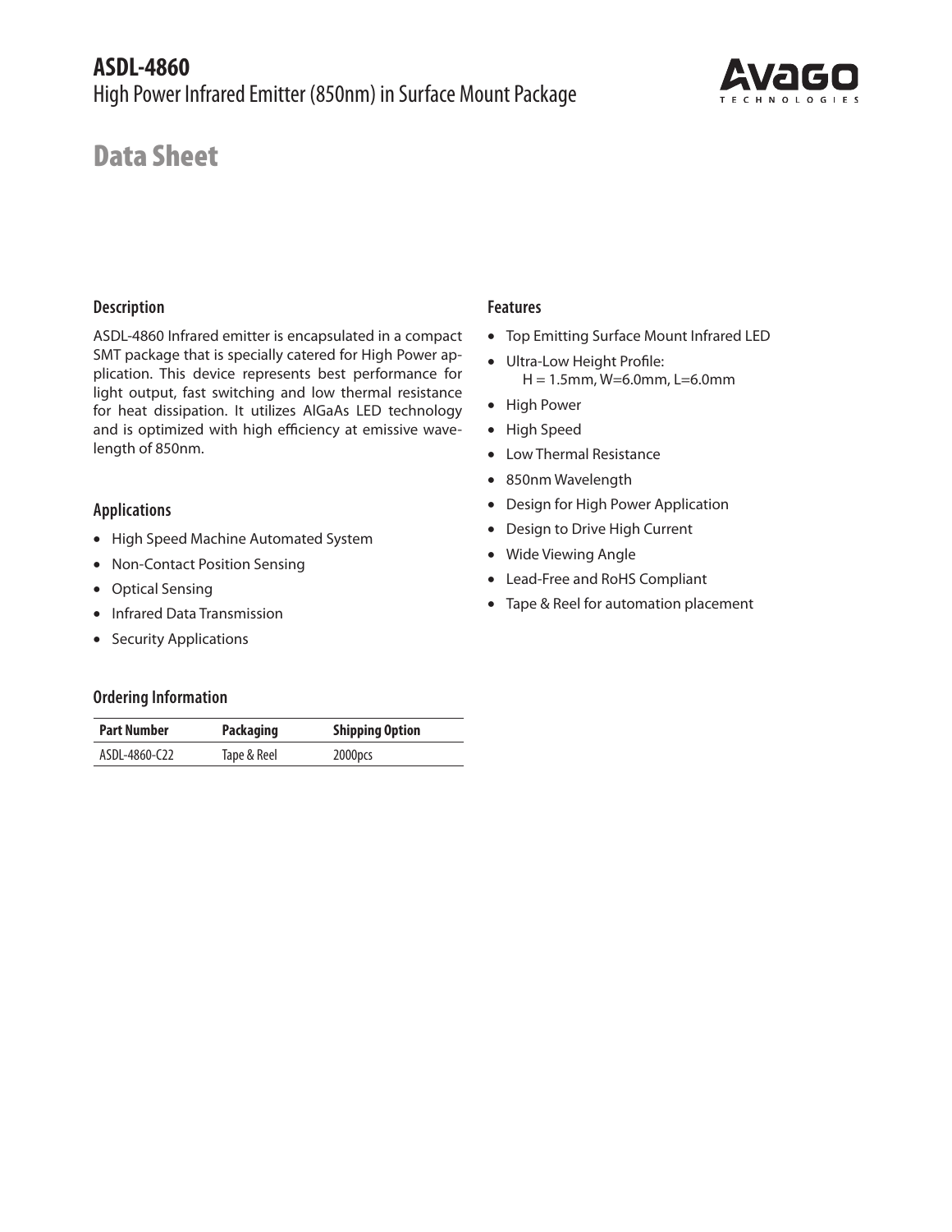# ASDL-4860

High Power Infrared Emitter (850nm) in Surface Mount Package

## Data Sheet

### Description

ASDL-4860 Infrared emitter is encapsulated in a compact SMT package that is specially catered for High Power application. This device represents best performance for light output, fast switching and low thermal resistance for heat dissipation. It utilizes AlGaAs LED technology and is optimized with high efficiency at emissive wavelength of 850nm.

### Applications

- High Speed Machine Automated System
- Non-Contact Position Sensing
- Optical Sensing
- Infrared Data Transmission
- Security Applications

### Ordering Information

| Part Number | Packaging | Shipping Option |
|---|---|---|
| ASDL-4860-C22 | Tape & Reel | 2000pcs |

### Features

- Top Emitting Surface Mount Infrared LED
- Ultra-Low Height Profile:
  H = 1.5mm, W=6.0mm, L=6.0mm
- High Power
- High Speed
- Low Thermal Resistance
- 850nm Wavelength
- Design for High Power Application
- Design to Drive High Current
- Wide Viewing Angle
- Lead-Free and RoHS Compliant
- Tape & Reel for automation placement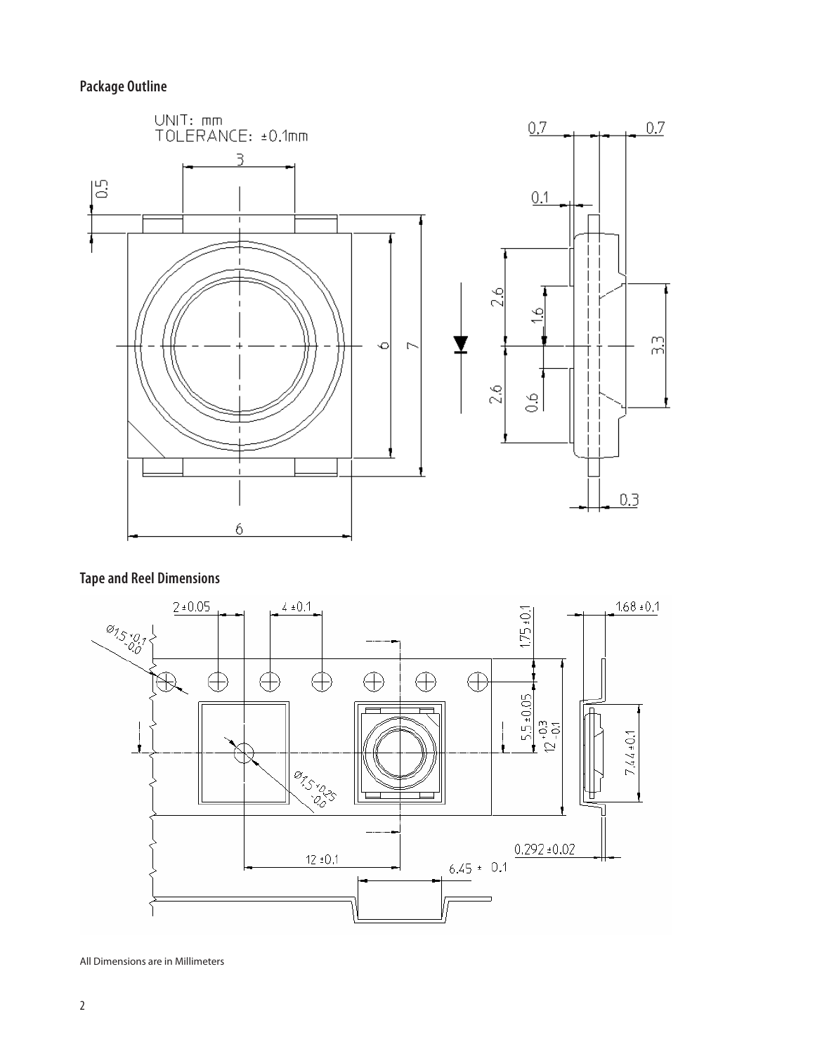## Package Outline

UNIT: mm
TOLERANCE: ±0.1mm

## Tape and Reel Dimensions

All Dimensions are in Millimeters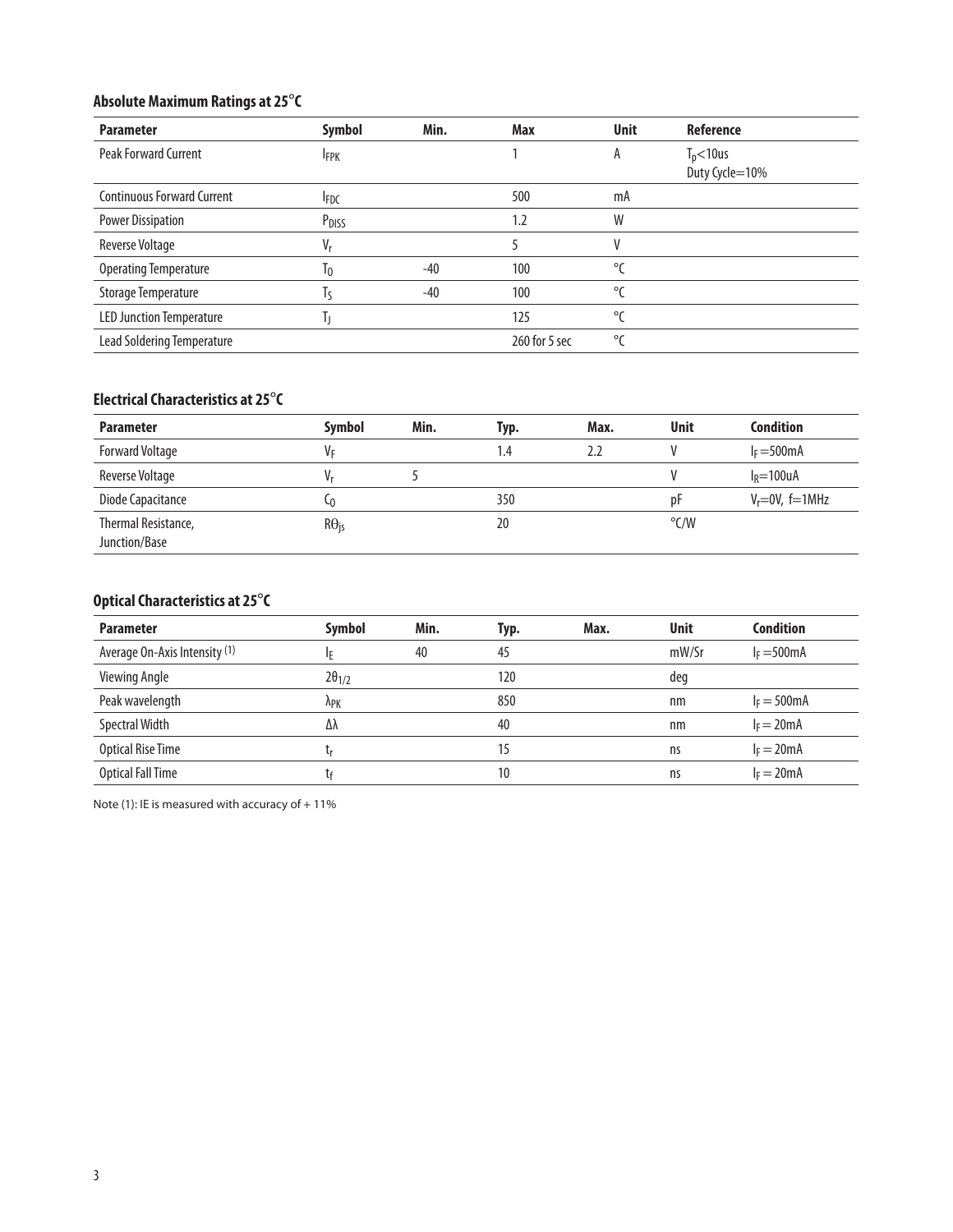### Absolute Maximum Ratings at 25°C

| Parameter | Symbol | Min. | Max | Unit | Reference |
|---|---|---|---|---|---|
| Peak Forward Current | $I_{FPK}$ | | 1 | A | $T_p$<10us Duty Cycle=10% |
| Continuous Forward Current | $I_{FDC}$ | | 500 | mA | |
| Power Dissipation | $P_{DISS}$ | | 1.2 | W | |
| Reverse Voltage | $V_r$ | | 5 | V | |
| Operating Temperature | $T_0$ | -40 | 100 | °C | |
| Storage Temperature | $T_S$ | -40 | 100 | °C | |
| LED Junction Temperature | $T_J$ | | 125 | °C | |
| Lead Soldering Temperature | | | 260 for 5 sec | °C | |

### Electrical Characteristics at 25°C

| Parameter | Symbol | Min. | Typ. | Max. | Unit | Condition |
|---|---|---|---|---|---|---|
| Forward Voltage | $V_F$ | | 1.4 | 2.2 | V | $I_F$=500mA |
| Reverse Voltage | $V_r$ | 5 | | | V | $I_R$=100uA |
| Diode Capacitance | $C_0$ | | 350 | | pF | $V_r$=0V, f=1MHz |
| Thermal Resistance, Junction/Base | $R\theta_{js}$ | | 20 | | °C/W | |

### Optical Characteristics at 25°C

| Parameter | Symbol | Min. | Typ. | Max. | Unit | Condition |
|---|---|---|---|---|---|---|
| Average On-Axis Intensity (1) | $I_E$ | 40 | 45 | | mW/Sr | $I_F$=500mA |
| Viewing Angle | $2\theta_{1/2}$ | | 120 | | deg | |
| Peak wavelength | $\lambda_{PK}$ | | 850 | | nm | $I_F$ = 500mA |
| Spectral Width | $\Delta\lambda$ | | 40 | | nm | $I_F$ = 20mA |
| Optical Rise Time | $t_r$ | | 15 | | ns | $I_F$ = 20mA |
| Optical Fall Time | $t_f$ | | 10 | | ns | $I_F$ = 20mA |

Note (1): IE is measured with accuracy of + 11%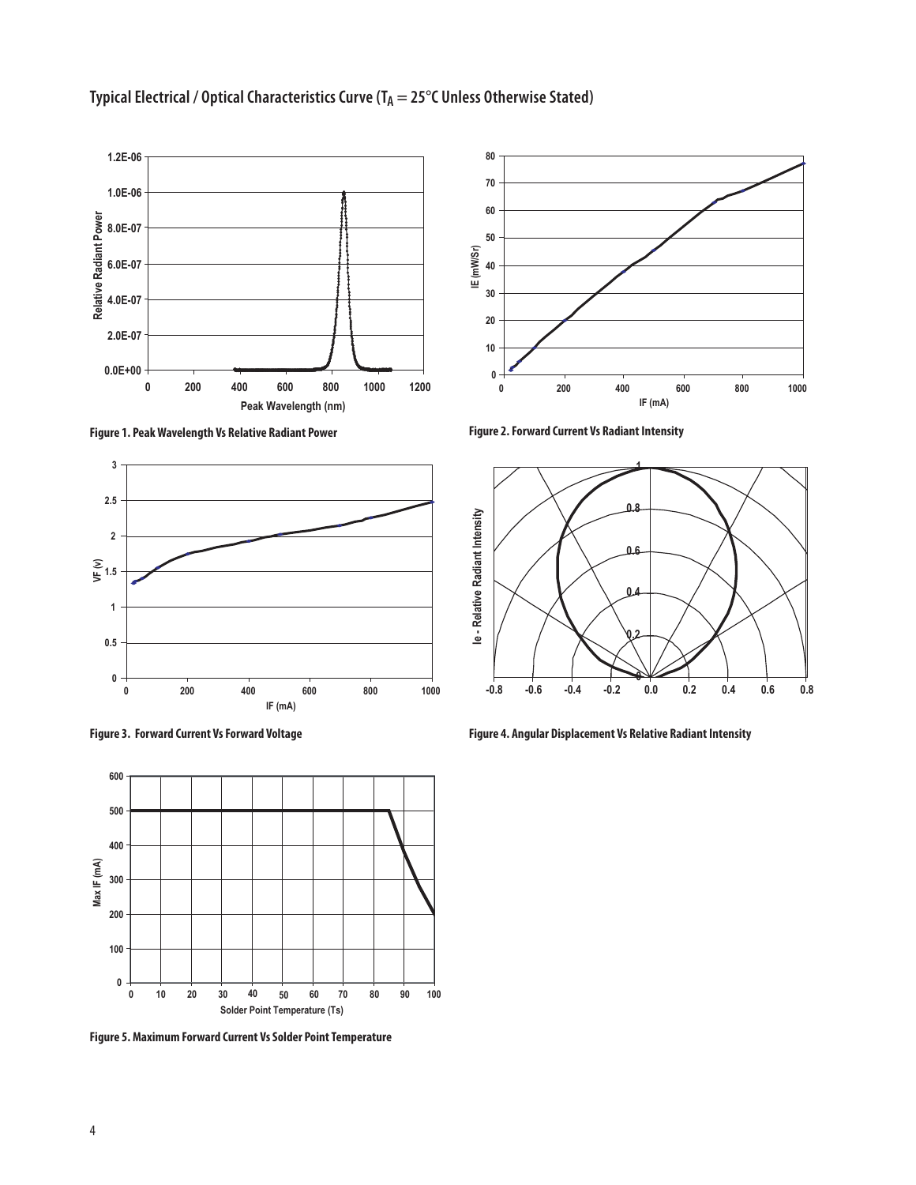## Typical Electrical / Optical Characteristics Curve ($T_A = 25°C$ Unless Otherwise Stated)

Figure 1. Peak Wavelength Vs Relative Radiant Power

Figure 2. Forward Current Vs Radiant Intensity

Figure 3. Forward Current Vs Forward Voltage

Figure 4. Angular Displacement Vs Relative Radiant Intensity

Figure 5. Maximum Forward Current Vs Solder Point Temperature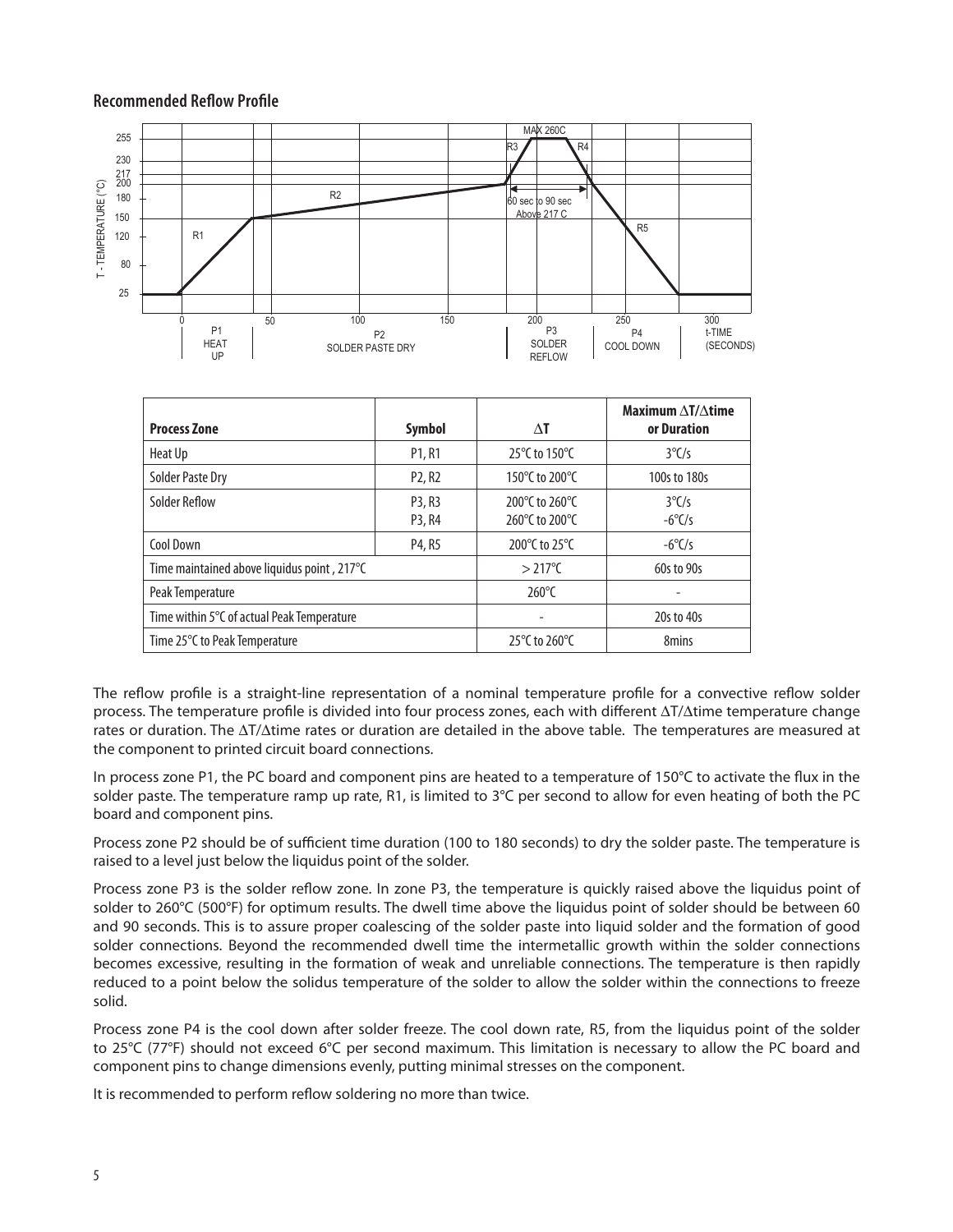## Recommended Reflow Profile

| Process Zone | Symbol | ΔT | Maximum ΔT/Δtime or Duration |
|---|---|---|---|
| Heat Up | P1, R1 | 25°C to 150°C | 3°C/s |
| Solder Paste Dry | P2, R2 | 150°C to 200°C | 100s to 180s |
| Solder Reflow | P3, R3<br>P3, R4 | 200°C to 260°C<br>260°C to 200°C | 3°C/s<br>-6°C/s |
| Cool Down | P4, R5 | 200°C to 25°C | -6°C/s |
| Time maintained above liquidus point , 217°C | | > 217°C | 60s to 90s |
| Peak Temperature | | 260°C | - |
| Time within 5°C of actual Peak Temperature | | - | 20s to 40s |
| Time 25°C to Peak Temperature | | 25°C to 260°C | 8mins |

The reflow profile is a straight-line representation of a nominal temperature profile for a convective reflow solder process. The temperature profile is divided into four process zones, each with different ΔT/Δtime temperature change rates or duration. The ΔT/Δtime rates or duration are detailed in the above table. The temperatures are measured at the component to printed circuit board connections.

In process zone P1, the PC board and component pins are heated to a temperature of 150°C to activate the flux in the solder paste. The temperature ramp up rate, R1, is limited to 3°C per second to allow for even heating of both the PC board and component pins.

Process zone P2 should be of sufficient time duration (100 to 180 seconds) to dry the solder paste. The temperature is raised to a level just below the liquidus point of the solder.

Process zone P3 is the solder reflow zone. In zone P3, the temperature is quickly raised above the liquidus point of solder to 260°C (500°F) for optimum results. The dwell time above the liquidus point of solder should be between 60 and 90 seconds. This is to assure proper coalescing of the solder paste into liquid solder and the formation of good solder connections. Beyond the recommended dwell time the intermetallic growth within the solder connections becomes excessive, resulting in the formation of weak and unreliable connections. The temperature is then rapidly reduced to a point below the solidus temperature of the solder to allow the solder within the connections to freeze solid.

Process zone P4 is the cool down after solder freeze. The cool down rate, R5, from the liquidus point of the solder to 25°C (77°F) should not exceed 6°C per second maximum. This limitation is necessary to allow the PC board and component pins to change dimensions evenly, putting minimal stresses on the component.

It is recommended to perform reflow soldering no more than twice.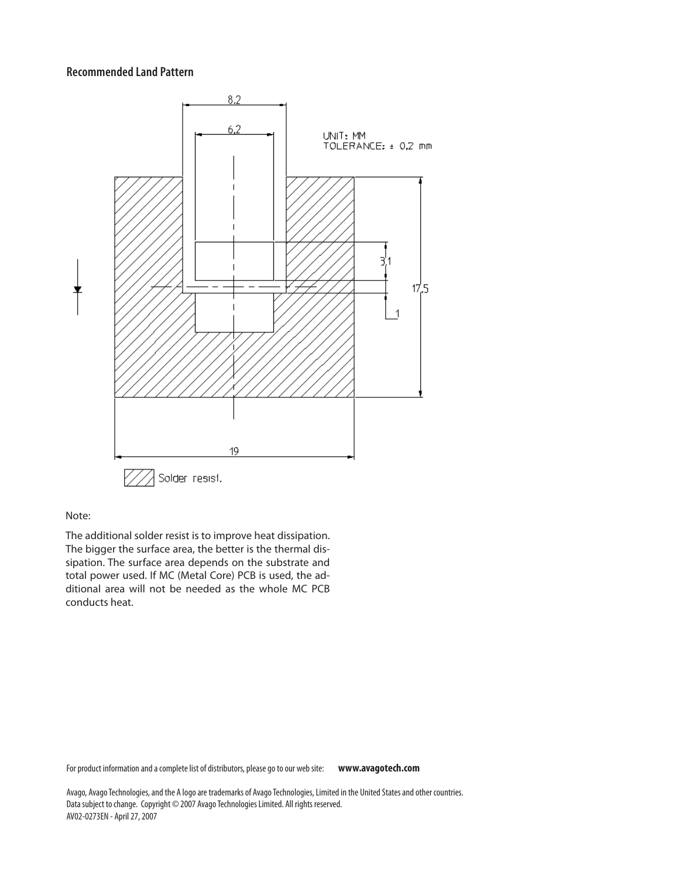## Recommended Land Pattern

8.2

6.2

UNIT: MM
TOLERANCE: ± 0.2 mm

3.1

17.5

1

19

Solder resist.

Note:

The additional solder resist is to improve heat dissipation. The bigger the surface area, the better is the thermal dissipation. The surface area depends on the substrate and total power used. If MC (Metal Core) PCB is used, the additional area will not be needed as the whole MC PCB conducts heat.

For product information and a complete list of distributors, please go to our web site: **www.avagotech.com**

Avago, Avago Technologies, and the A logo are trademarks of Avago Technologies, Limited in the United States and other countries.
Data subject to change. Copyright © 2007 Avago Technologies Limited. All rights reserved.
AV02-0273EN - April 27, 2007